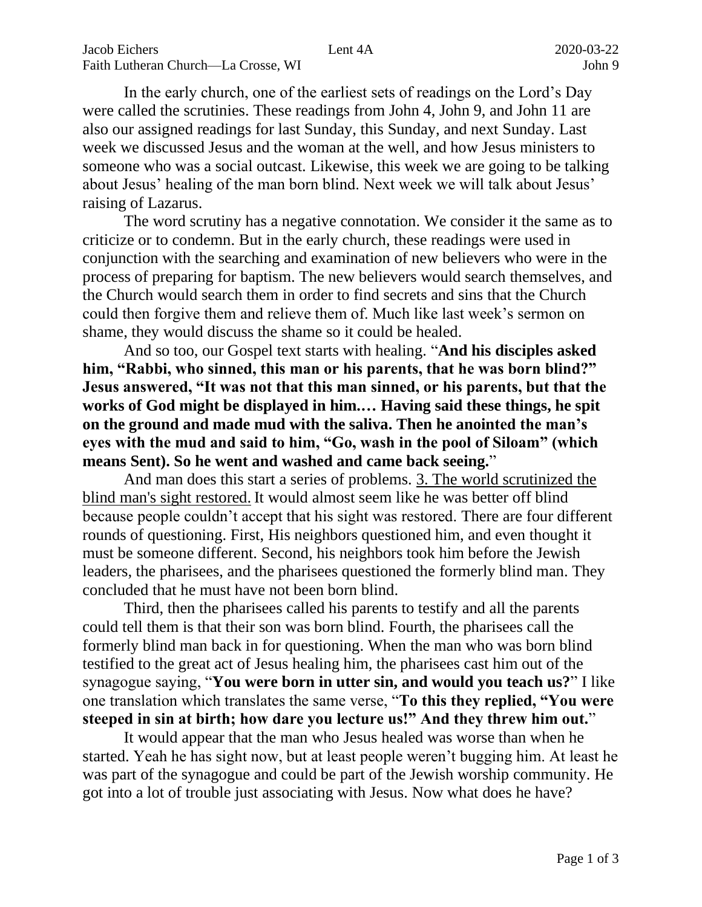Jacob Eichers — Lent 4A — 2020-03-22
Faith Lutheran Church—La Crosse, WI — John 9

In the early church, one of the earliest sets of readings on the Lord's Day were called the scrutinies. These readings from John 4, John 9, and John 11 are also our assigned readings for last Sunday, this Sunday, and next Sunday. Last week we discussed Jesus and the woman at the well, and how Jesus ministers to someone who was a social outcast. Likewise, this week we are going to be talking about Jesus' healing of the man born blind. Next week we will talk about Jesus' raising of Lazarus.

The word scrutiny has a negative connotation. We consider it the same as to criticize or to condemn. But in the early church, these readings were used in conjunction with the searching and examination of new believers who were in the process of preparing for baptism. The new believers would search themselves, and the Church would search them in order to find secrets and sins that the Church could then forgive them and relieve them of. Much like last week's sermon on shame, they would discuss the shame so it could be healed.

And so too, our Gospel text starts with healing. "**And his disciples asked him, "Rabbi, who sinned, this man or his parents, that he was born blind?" Jesus answered, "It was not that this man sinned, or his parents, but that the works of God might be displayed in him.… Having said these things, he spit on the ground and made mud with the saliva. Then he anointed the man's eyes with the mud and said to him, "Go, wash in the pool of Siloam" (which means Sent). So he went and washed and came back seeing.**"

And man does this start a series of problems. <u>3. The world scrutinized the blind man's sight restored.</u> It would almost seem like he was better off blind because people couldn't accept that his sight was restored. There are four different rounds of questioning. First, His neighbors questioned him, and even thought it must be someone different. Second, his neighbors took him before the Jewish leaders, the pharisees, and the pharisees questioned the formerly blind man. They concluded that he must have not been born blind.

Third, then the pharisees called his parents to testify and all the parents could tell them is that their son was born blind. Fourth, the pharisees call the formerly blind man back in for questioning. When the man who was born blind testified to the great act of Jesus healing him, the pharisees cast him out of the synagogue saying, "**You were born in utter sin, and would you teach us?**" I like one translation which translates the same verse, "**To this they replied, "You were steeped in sin at birth; how dare you lecture us!" And they threw him out.**"

It would appear that the man who Jesus healed was worse than when he started. Yeah he has sight now, but at least people weren't bugging him. At least he was part of the synagogue and could be part of the Jewish worship community. He got into a lot of trouble just associating with Jesus. Now what does he have?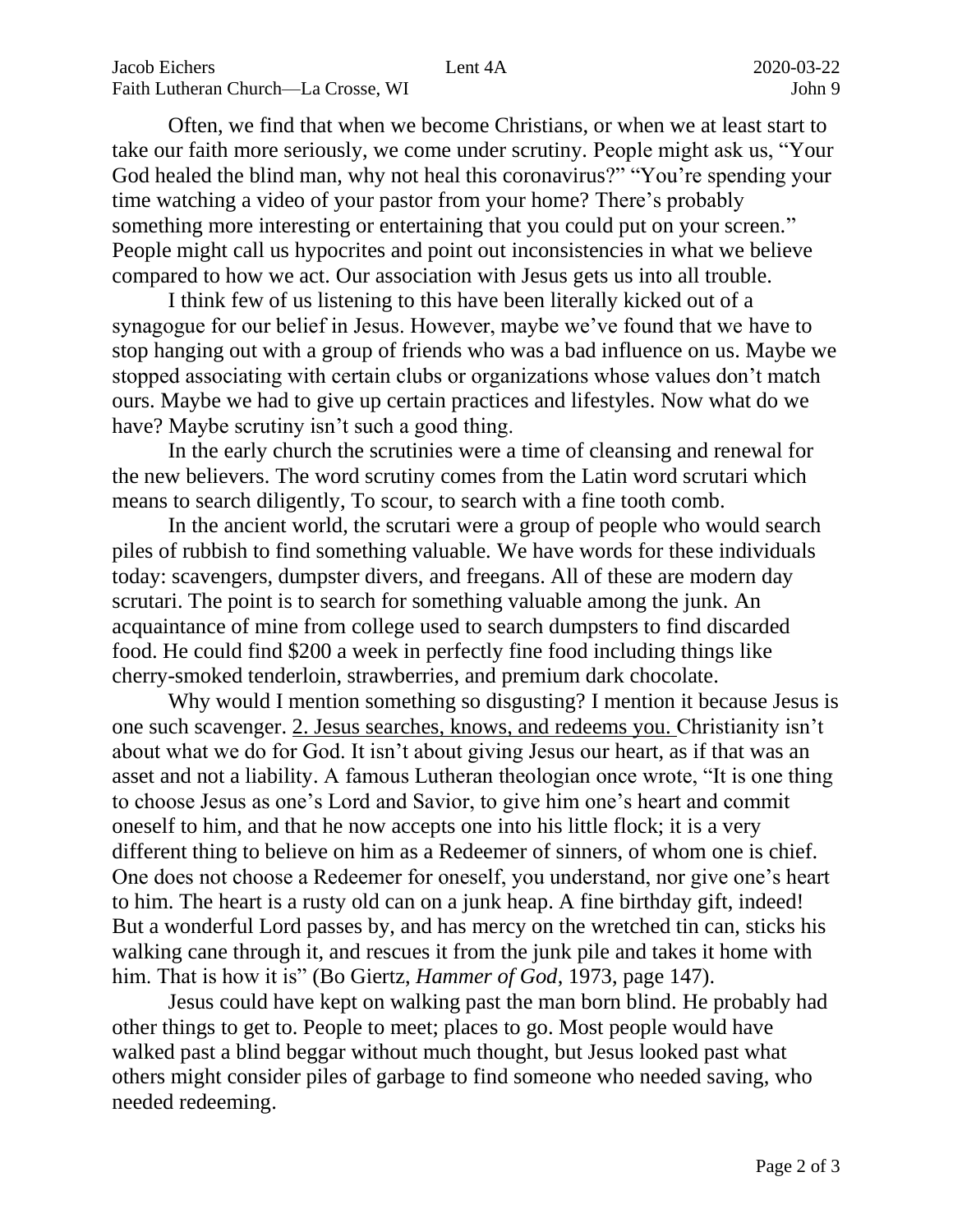Often, we find that when we become Christians, or when we at least start to take our faith more seriously, we come under scrutiny. People might ask us, "Your God healed the blind man, why not heal this coronavirus?" "You're spending your time watching a video of your pastor from your home? There's probably something more interesting or entertaining that you could put on your screen." People might call us hypocrites and point out inconsistencies in what we believe compared to how we act. Our association with Jesus gets us into all trouble.

I think few of us listening to this have been literally kicked out of a synagogue for our belief in Jesus. However, maybe we've found that we have to stop hanging out with a group of friends who was a bad influence on us. Maybe we stopped associating with certain clubs or organizations whose values don't match ours. Maybe we had to give up certain practices and lifestyles. Now what do we have? Maybe scrutiny isn't such a good thing.

In the early church the scrutinies were a time of cleansing and renewal for the new believers. The word scrutiny comes from the Latin word scrutari which means to search diligently, To scour, to search with a fine tooth comb.

In the ancient world, the scrutari were a group of people who would search piles of rubbish to find something valuable. We have words for these individuals today: scavengers, dumpster divers, and freegans. All of these are modern day scrutari. The point is to search for something valuable among the junk. An acquaintance of mine from college used to search dumpsters to find discarded food. He could find $200 a week in perfectly fine food including things like cherry-smoked tenderloin, strawberries, and premium dark chocolate.

Why would I mention something so disgusting? I mention it because Jesus is one such scavenger. <u>2. Jesus searches, knows, and redeems you.</u> Christianity isn't about what we do for God. It isn't about giving Jesus our heart, as if that was an asset and not a liability. A famous Lutheran theologian once wrote, "It is one thing to choose Jesus as one's Lord and Savior, to give him one's heart and commit oneself to him, and that he now accepts one into his little flock; it is a very different thing to believe on him as a Redeemer of sinners, of whom one is chief. One does not choose a Redeemer for oneself, you understand, nor give one's heart to him. The heart is a rusty old can on a junk heap. A fine birthday gift, indeed! But a wonderful Lord passes by, and has mercy on the wretched tin can, sticks his walking cane through it, and rescues it from the junk pile and takes it home with him. That is how it is" (Bo Giertz, *Hammer of God*, 1973, page 147).

Jesus could have kept on walking past the man born blind. He probably had other things to get to. People to meet; places to go. Most people would have walked past a blind beggar without much thought, but Jesus looked past what others might consider piles of garbage to find someone who needed saving, who needed redeeming.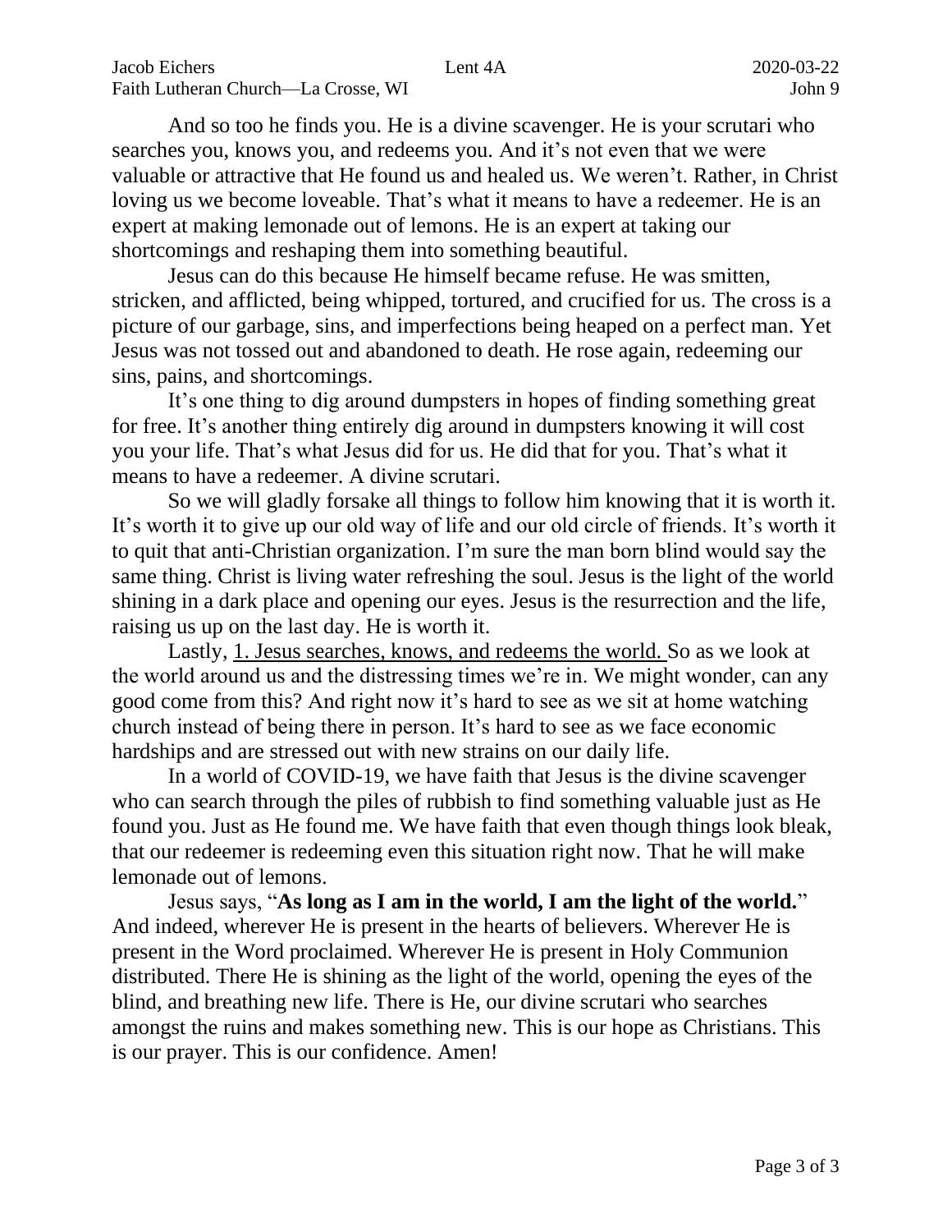And so too he finds you. He is a divine scavenger. He is your scrutari who searches you, knows you, and redeems you. And it's not even that we were valuable or attractive that He found us and healed us. We weren't. Rather, in Christ loving us we become loveable. That's what it means to have a redeemer. He is an expert at making lemonade out of lemons. He is an expert at taking our shortcomings and reshaping them into something beautiful.

Jesus can do this because He himself became refuse. He was smitten, stricken, and afflicted, being whipped, tortured, and crucified for us. The cross is a picture of our garbage, sins, and imperfections being heaped on a perfect man. Yet Jesus was not tossed out and abandoned to death. He rose again, redeeming our sins, pains, and shortcomings.

It's one thing to dig around dumpsters in hopes of finding something great for free. It's another thing entirely dig around in dumpsters knowing it will cost you your life. That's what Jesus did for us. He did that for you. That's what it means to have a redeemer. A divine scrutari.

So we will gladly forsake all things to follow him knowing that it is worth it. It's worth it to give up our old way of life and our old circle of friends. It's worth it to quit that anti-Christian organization. I'm sure the man born blind would say the same thing. Christ is living water refreshing the soul. Jesus is the light of the world shining in a dark place and opening our eyes. Jesus is the resurrection and the life, raising us up on the last day. He is worth it.

Lastly, <u>1. Jesus searches, knows, and redeems the world.</u> So as we look at the world around us and the distressing times we're in. We might wonder, can any good come from this? And right now it's hard to see as we sit at home watching church instead of being there in person. It's hard to see as we face economic hardships and are stressed out with new strains on our daily life.

In a world of COVID-19, we have faith that Jesus is the divine scavenger who can search through the piles of rubbish to find something valuable just as He found you. Just as He found me. We have faith that even though things look bleak, that our redeemer is redeeming even this situation right now. That he will make lemonade out of lemons.

Jesus says, "**As long as I am in the world, I am the light of the world.**" And indeed, wherever He is present in the hearts of believers. Wherever He is present in the Word proclaimed. Wherever He is present in Holy Communion distributed. There He is shining as the light of the world, opening the eyes of the blind, and breathing new life. There is He, our divine scrutari who searches amongst the ruins and makes something new. This is our hope as Christians. This is our prayer. This is our confidence. Amen!